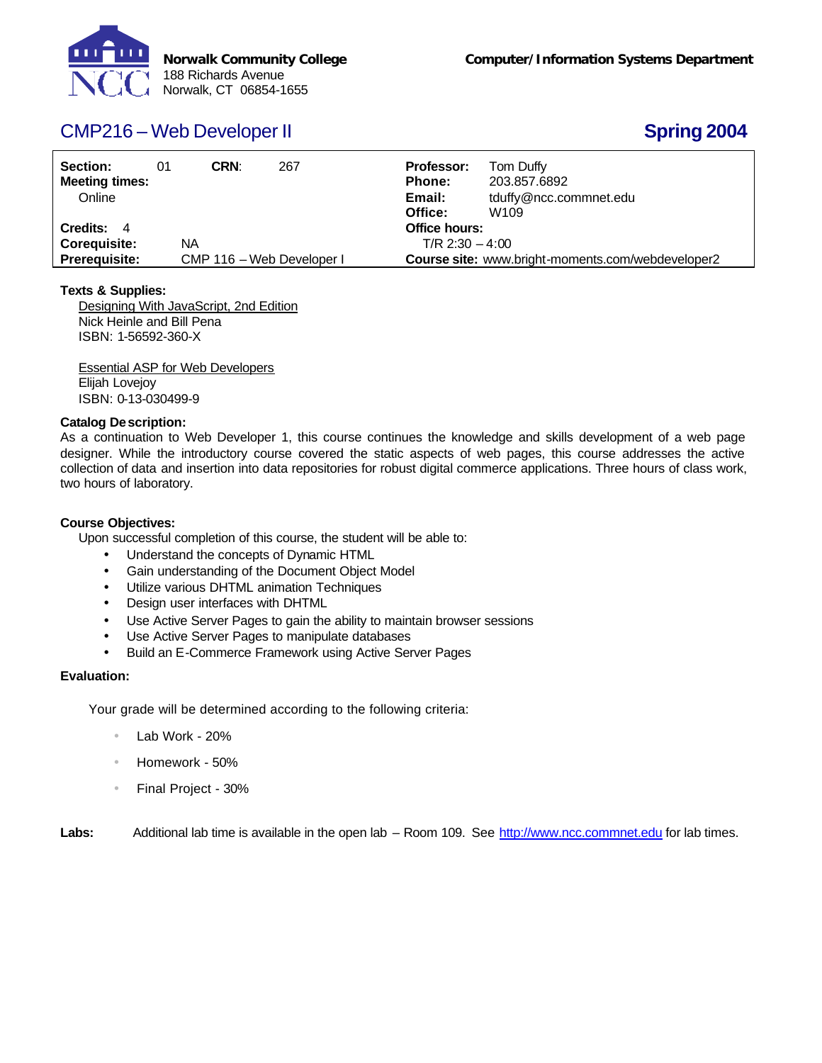**Norwalk Community College**
188 Richards Avenue
Norwalk, CT 06854-1655

**Computer/Information Systems Department**

# CMP216 – Web Developer II

## Spring 2004

| | | | |
|---|---|---|---|
| **Section:** 01 **CRN**: 267 | | **Professor:** | Tom Duffy |
| **Meeting times:** | | **Phone:** | 203.857.6892 |
| Online | | **Email:** | tduffy@ncc.commnet.edu |
| | | **Office:** | W109 |
| **Credits:** 4 | | **Office hours:** | |
| **Corequisite:** | NA | T/R 2:30 – 4:00 | |
| **Prerequisite:** | CMP 116 – Web Developer I | **Course site:** | www.bright-moments.com/webdeveloper2 |

**Texts & Supplies:**

Designing With JavaScript, 2nd Edition
Nick Heinle and Bill Pena
ISBN: 1-56592-360-X

Essential ASP for Web Developers
Elijah Lovejoy
ISBN: 0-13-030499-9

**Catalog Description:**

As a continuation to Web Developer 1, this course continues the knowledge and skills development of a web page designer. While the introductory course covered the static aspects of web pages, this course addresses the active collection of data and insertion into data repositories for robust digital commerce applications. Three hours of class work, two hours of laboratory.

**Course Objectives:**

Upon successful completion of this course, the student will be able to:

- Understand the concepts of Dynamic HTML
- Gain understanding of the Document Object Model
- Utilize various DHTML animation Techniques
- Design user interfaces with DHTML
- Use Active Server Pages to gain the ability to maintain browser sessions
- Use Active Server Pages to manipulate databases
- Build an E-Commerce Framework using Active Server Pages

**Evaluation:**

Your grade will be determined according to the following criteria:

- Lab Work - 20%
- Homework - 50%
- Final Project - 30%

**Labs:** Additional lab time is available in the open lab – Room 109. See http://www.ncc.commnet.edu for lab times.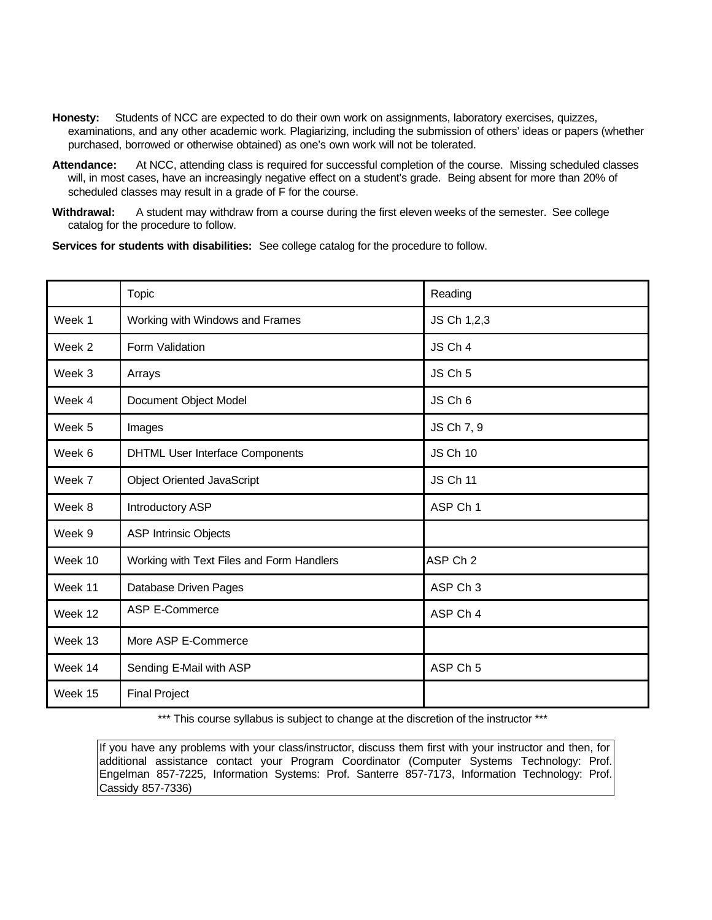**Honesty:** Students of NCC are expected to do their own work on assignments, laboratory exercises, quizzes, examinations, and any other academic work. Plagiarizing, including the submission of others' ideas or papers (whether purchased, borrowed or otherwise obtained) as one's own work will not be tolerated.

**Attendance:** At NCC, attending class is required for successful completion of the course. Missing scheduled classes will, in most cases, have an increasingly negative effect on a student's grade. Being absent for more than 20% of scheduled classes may result in a grade of F for the course.

**Withdrawal:** A student may withdraw from a course during the first eleven weeks of the semester. See college catalog for the procedure to follow.

**Services for students with disabilities:** See college catalog for the procedure to follow.

| | Topic | Reading |
|---|---|---|
| Week 1 | Working with Windows and Frames | JS Ch 1,2,3 |
| Week 2 | Form Validation | JS Ch 4 |
| Week 3 | Arrays | JS Ch 5 |
| Week 4 | Document Object Model | JS Ch 6 |
| Week 5 | Images | JS Ch 7, 9 |
| Week 6 | DHTML User Interface Components | JS Ch 10 |
| Week 7 | Object Oriented JavaScript | JS Ch 11 |
| Week 8 | Introductory ASP | ASP Ch 1 |
| Week 9 | ASP Intrinsic Objects | |
| Week 10 | Working with Text Files and Form Handlers | ASP Ch 2 |
| Week 11 | Database Driven Pages | ASP Ch 3 |
| Week 12 | ASP E-Commerce | ASP Ch 4 |
| Week 13 | More ASP E-Commerce | |
| Week 14 | Sending E-Mail with ASP | ASP Ch 5 |
| Week 15 | Final Project | |

*** This course syllabus is subject to change at the discretion of the instructor ***

If you have any problems with your class/instructor, discuss them first with your instructor and then, for additional assistance contact your Program Coordinator (Computer Systems Technology: Prof. Engelman 857-7225, Information Systems: Prof. Santerre 857-7173, Information Technology: Prof. Cassidy 857-7336)